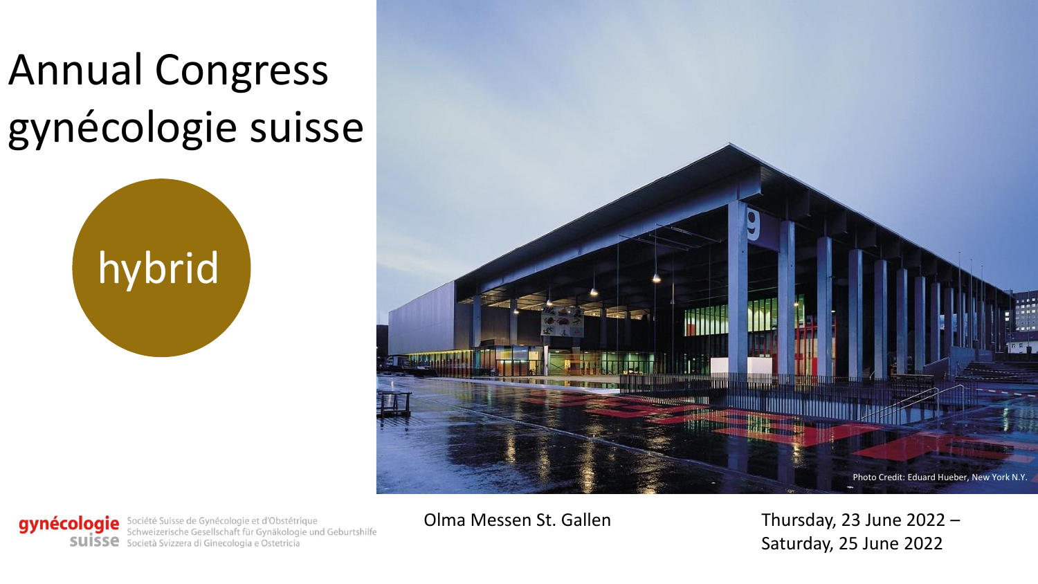# Annual Congress gynécologie suisse

hybrid

Photo Credit: Eduard Hueber, New York N.Y.

**gynécologie suisse** Société Suisse de Gynécologie et d'Obstétrique
Schweizerische Gesellschaft für Gynäkologie und Geburtshilfe
Società Svizzera di Ginecologia e Ostetricia

Olma Messen St. Gallen

Thursday, 23 June 2022 – Saturday, 25 June 2022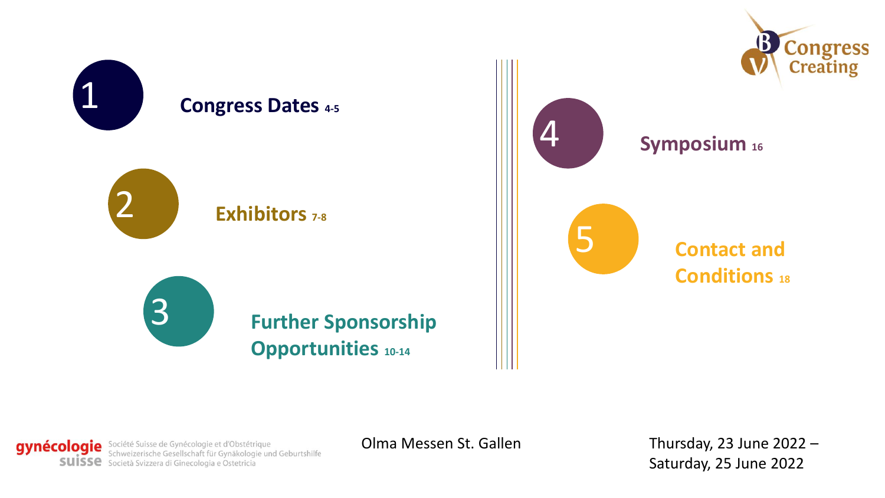Congress Creating

1. **Congress Dates** 4-5
2. **Exhibitors** 7-8
3. **Further Sponsorship Opportunities** 10-14
4. **Symposium** 16
5. **Contact and Conditions** 18

gynécologie suisse
Société Suisse de Gynécologie et d'Obstétrique
Schweizerische Gesellschaft für Gynäkologie und Geburtshilfe
Società Svizzera di Ginecologia e Ostetricia

Olma Messen St. Gallen

Thursday, 23 June 2022 – Saturday, 25 June 2022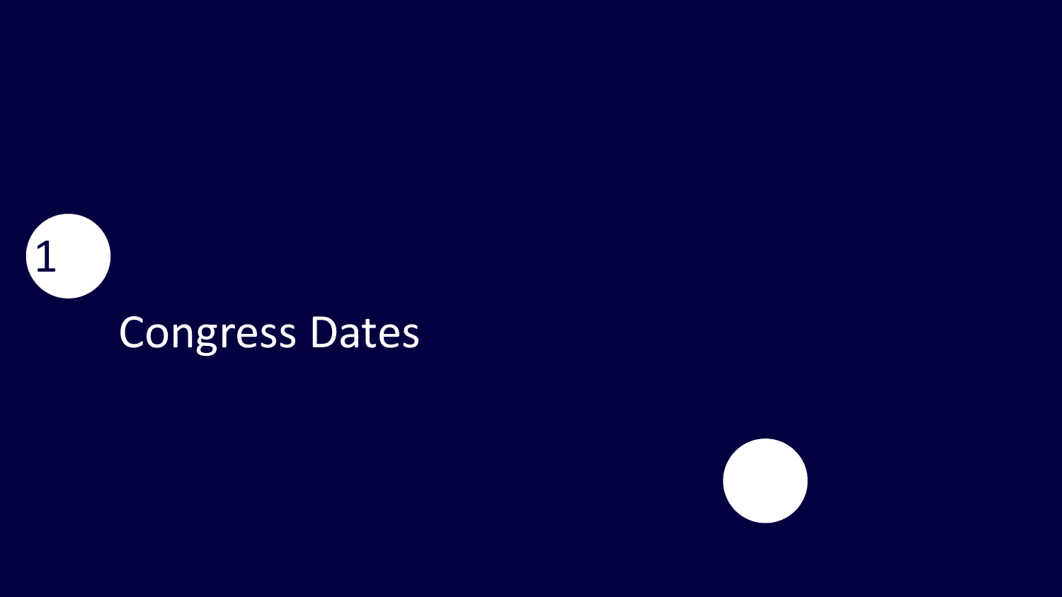1

# Congress Dates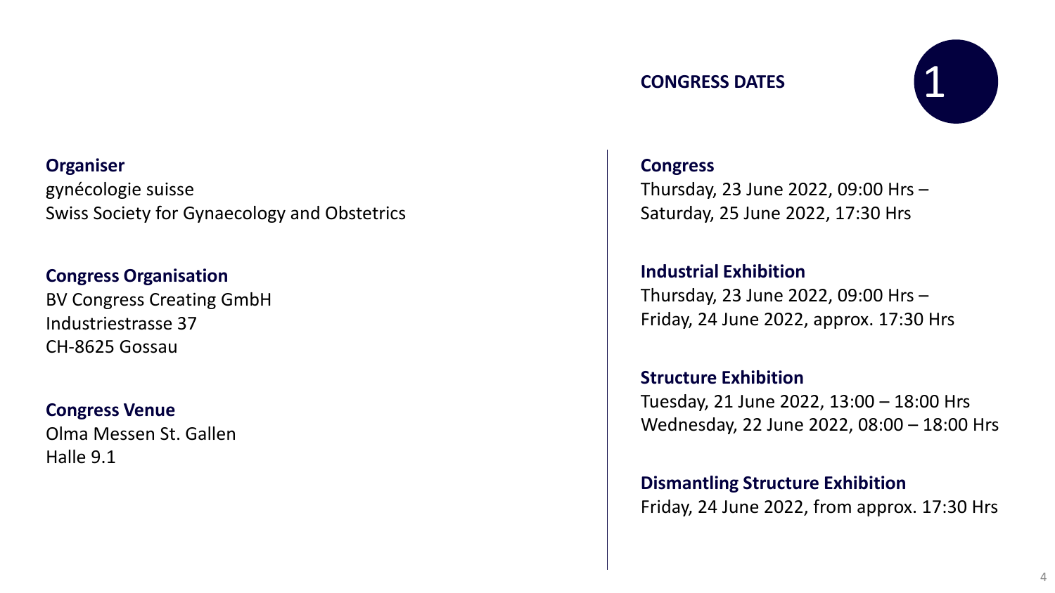## 1 CONGRESS DATES

**Organiser**
gynécologie suisse
Swiss Society for Gynaecology and Obstetrics

**Congress Organisation**
BV Congress Creating GmbH
Industriestrasse 37
CH-8625 Gossau

**Congress Venue**
Olma Messen St. Gallen
Halle 9.1

**Congress**
Thursday, 23 June 2022, 09:00 Hrs –
Saturday, 25 June 2022, 17:30 Hrs

**Industrial Exhibition**
Thursday, 23 June 2022, 09:00 Hrs –
Friday, 24 June 2022, approx. 17:30 Hrs

**Structure Exhibition**
Tuesday, 21 June 2022, 13:00 – 18:00 Hrs
Wednesday, 22 June 2022, 08:00 – 18:00 Hrs

**Dismantling Structure Exhibition**
Friday, 24 June 2022, from approx. 17:30 Hrs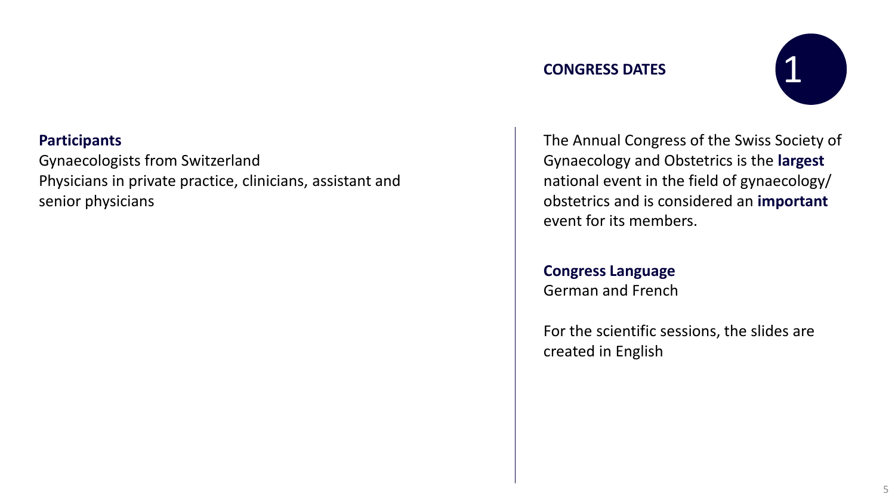## CONGRESS DATES

1

**Participants**

Gynaecologists from Switzerland
Physicians in private practice, clinicians, assistant and senior physicians

The Annual Congress of the Swiss Society of Gynaecology and Obstetrics is the **largest** national event in the field of gynaecology/ obstetrics and is considered an **important** event for its members.

**Congress Language**
German and French

For the scientific sessions, the slides are created in English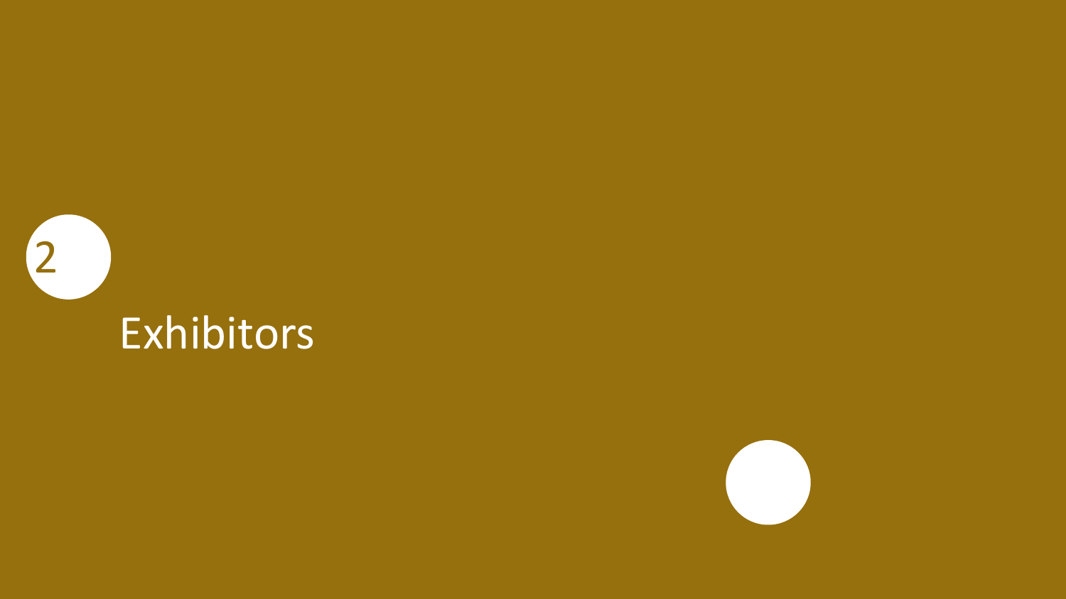2

# Exhibitors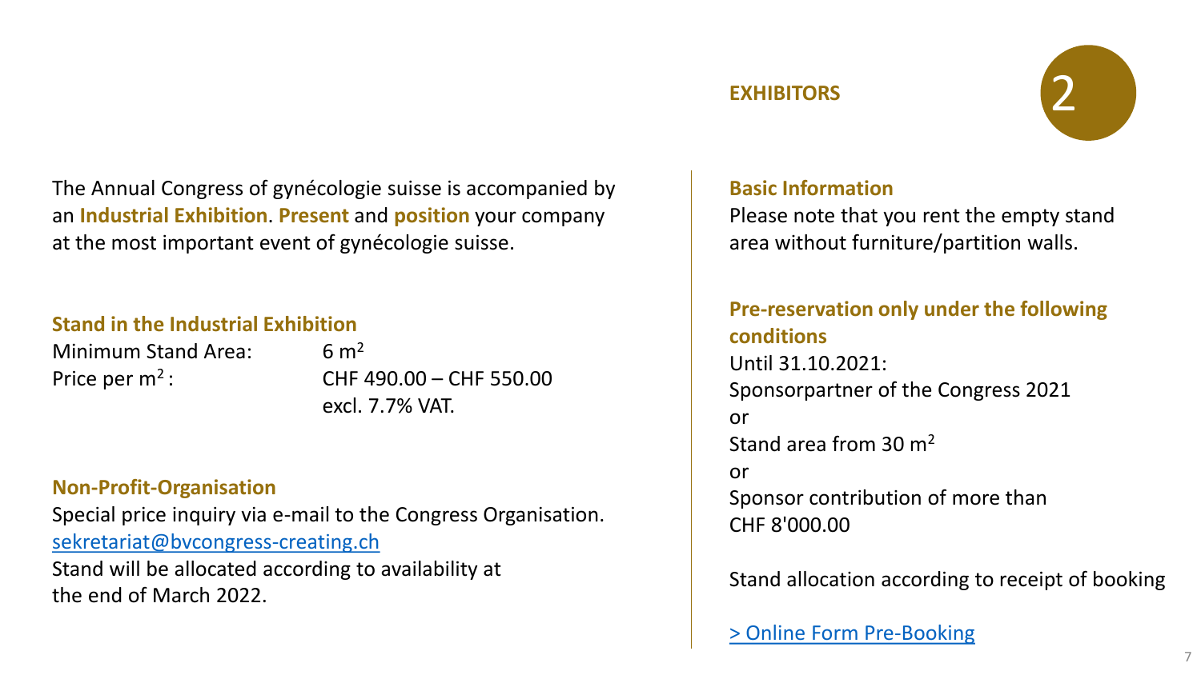## EXHIBITORS

The Annual Congress of gynécologie suisse is accompanied by an **Industrial Exhibition**. **Present** and **position** your company at the most important event of gynécologie suisse.

### Stand in the Industrial Exhibition

Minimum Stand Area: 6 $m^2$
Price per $m^2$: CHF 490.00 – CHF 550.00 excl. 7.7% VAT.

### Non-Profit-Organisation

Special price inquiry via e-mail to the Congress Organisation.
sekretariat@bvcongress-creating.ch
Stand will be allocated according to availability at the end of March 2022.

### Basic Information

Please note that you rent the empty stand area without furniture/partition walls.

### Pre-reservation only under the following conditions

Until 31.10.2021:
Sponsorpartner of the Congress 2021
or
Stand area from 30 $m^2$
or
Sponsor contribution of more than CHF 8'000.00

Stand allocation according to receipt of booking

> Online Form Pre-Booking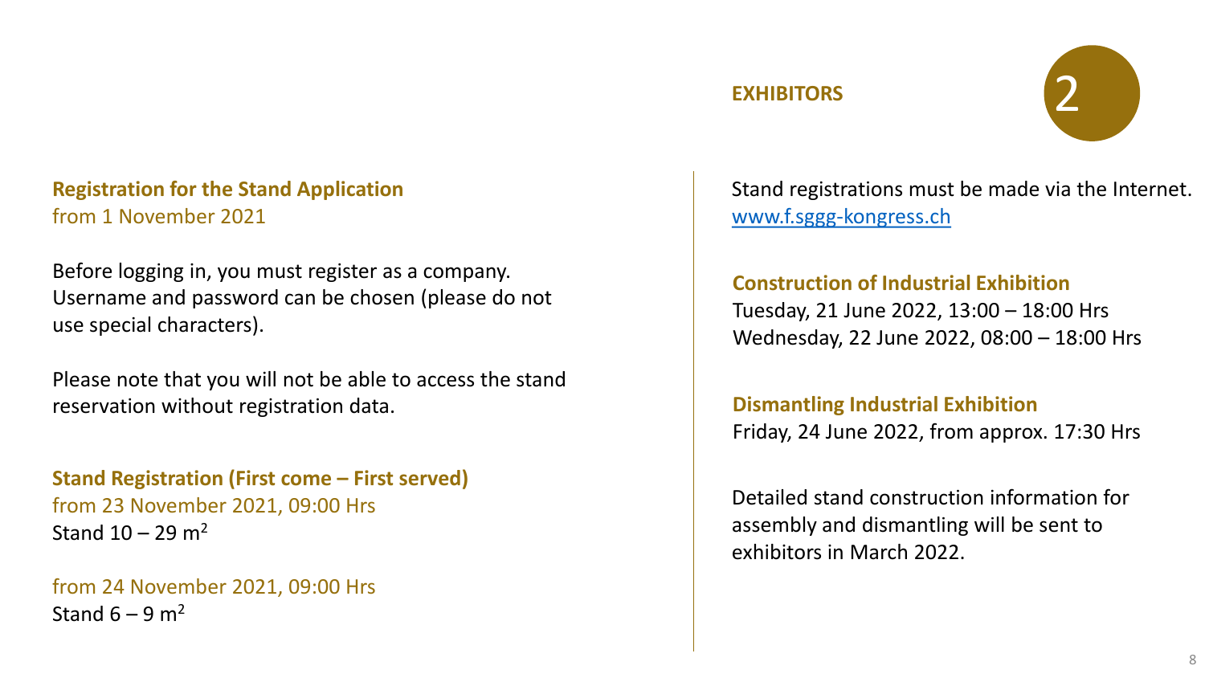## EXHIBITORS

## 2

**Registration for the Stand Application**
from 1 November 2021

Before logging in, you must register as a company. Username and password can be chosen (please do not use special characters).

Please note that you will not be able to access the stand reservation without registration data.

**Stand Registration (First come – First served)**
from 23 November 2021, 09:00 Hrs
Stand 10 – 29 $m^2$

from 24 November 2021, 09:00 Hrs
Stand 6 – 9 $m^2$

Stand registrations must be made via the Internet.
[www.f.sggg-kongress.ch](www.f.sggg-kongress.ch)

**Construction of Industrial Exhibition**
Tuesday, 21 June 2022, 13:00 – 18:00 Hrs
Wednesday, 22 June 2022, 08:00 – 18:00 Hrs

**Dismantling Industrial Exhibition**
Friday, 24 June 2022, from approx. 17:30 Hrs

Detailed stand construction information for assembly and dismantling will be sent to exhibitors in March 2022.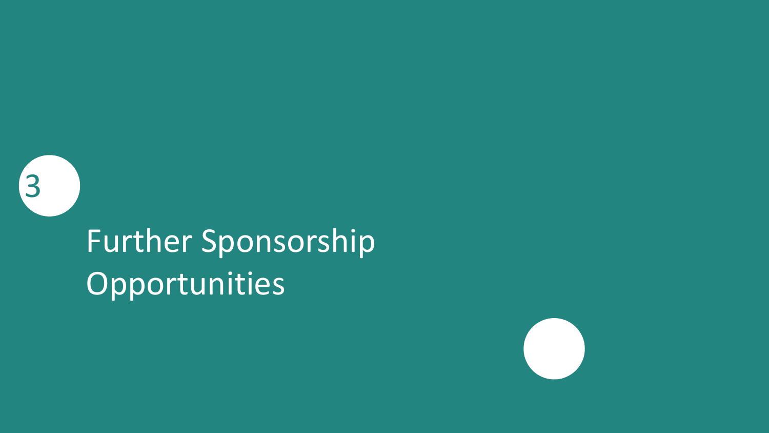3

# Further Sponsorship Opportunities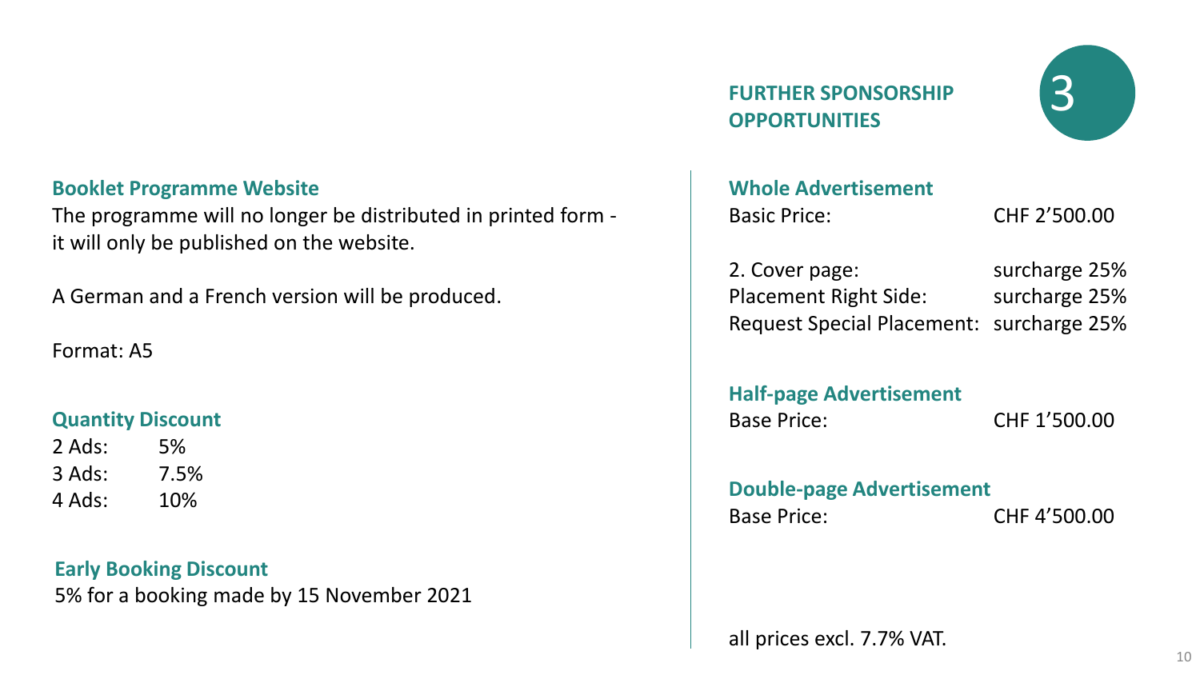## FURTHER SPONSORSHIP OPPORTUNITIES

3

### Booklet Programme Website

The programme will no longer be distributed in printed form - it will only be published on the website.

A German and a French version will be produced.

Format: A5

### Quantity Discount

| | |
|---|---|
| 2 Ads: | 5% |
| 3 Ads: | 7.5% |
| 4 Ads: | 10% |

### Early Booking Discount

5% for a booking made by 15 November 2021

### Whole Advertisement

| | |
|---|---|
| Basic Price: | CHF 2'500.00 |

| | |
|---|---|
| 2. Cover page: | surcharge 25% |
| Placement Right Side: | surcharge 25% |
| Request Special Placement: | surcharge 25% |

### Half-page Advertisement

| | |
|---|---|
| Base Price: | CHF 1'500.00 |

### Double-page Advertisement

| | |
|---|---|
| Base Price: | CHF 4'500.00 |

all prices excl. 7.7% VAT.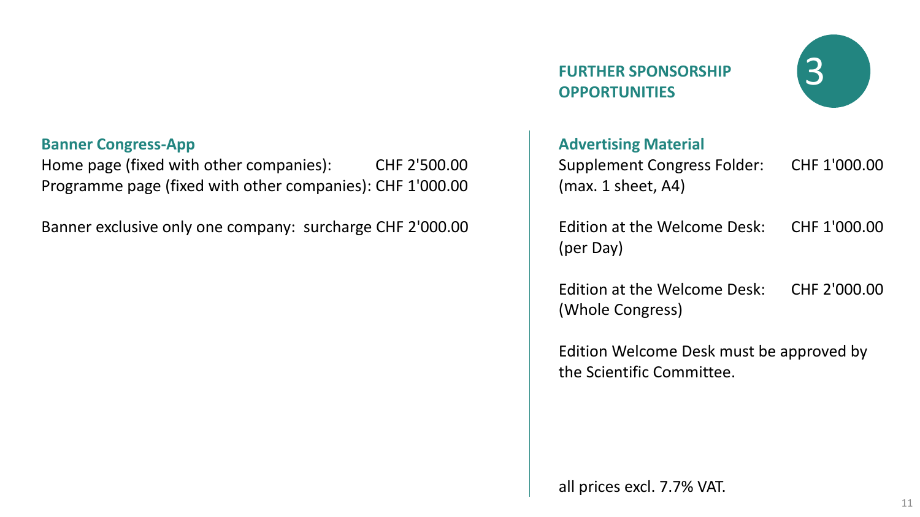## FURTHER SPONSORSHIP OPPORTUNITIES

3

### Banner Congress-App

Home page (fixed with other companies): CHF 2'500.00
Programme page (fixed with other companies): CHF 1'000.00

Banner exclusive only one company: surcharge CHF 2'000.00

### Advertising Material

Supplement Congress Folder: CHF 1'000.00
(max. 1 sheet, A4)

Edition at the Welcome Desk: CHF 1'000.00
(per Day)

Edition at the Welcome Desk: CHF 2'000.00
(Whole Congress)

Edition Welcome Desk must be approved by the Scientific Committee.

all prices excl. 7.7% VAT.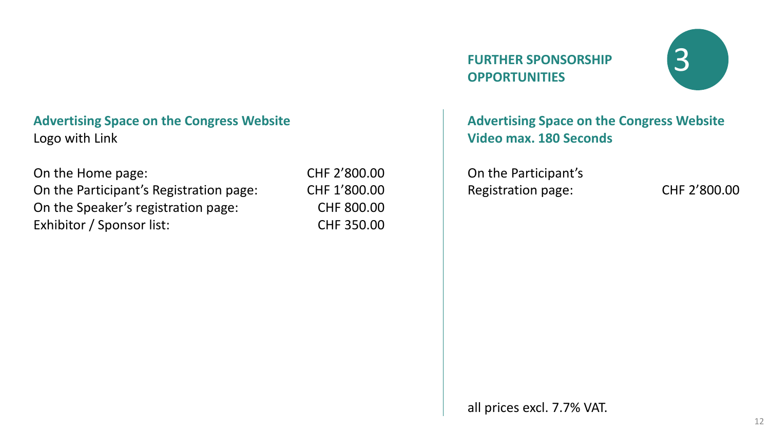## 3 FURTHER SPONSORSHIP OPPORTUNITIES

### Advertising Space on the Congress Website
Logo with Link

| | |
|---|---|
| On the Home page: | CHF 2’800.00 |
| On the Participant’s Registration page: | CHF 1’800.00 |
| On the Speaker’s registration page: | CHF 800.00 |
| Exhibitor / Sponsor list: | CHF 350.00 |

### Advertising Space on the Congress Website Video max. 180 Seconds

| | |
|---|---|
| On the Participant’s Registration page: | CHF 2’800.00 |

all prices excl. 7.7% VAT.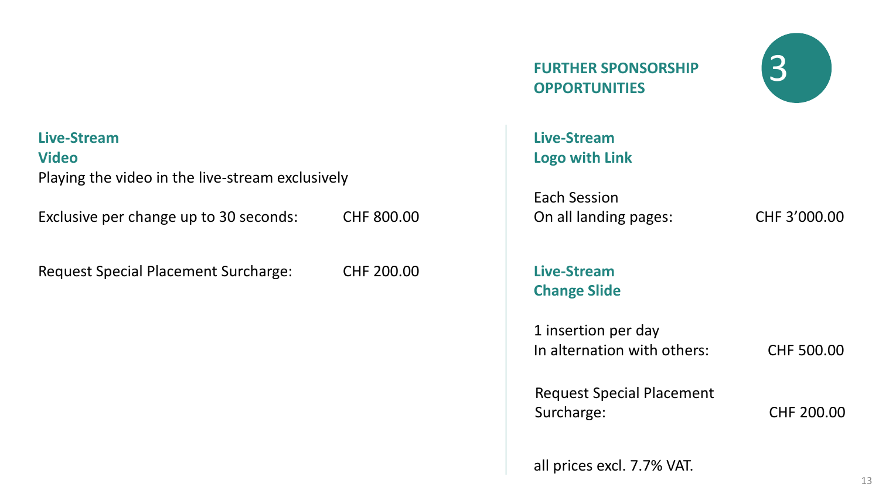## FURTHER SPONSORSHIP OPPORTUNITIES

3

### Live-Stream Video

Playing the video in the live-stream exclusively

Exclusive per change up to 30 seconds: CHF 800.00

Request Special Placement Surcharge: CHF 200.00

### Live-Stream Logo with Link

Each Session
On all landing pages: CHF 3'000.00

### Live-Stream Change Slide

1 insertion per day
In alternation with others: CHF 500.00

Request Special Placement Surcharge: CHF 200.00

all prices excl. 7.7% VAT.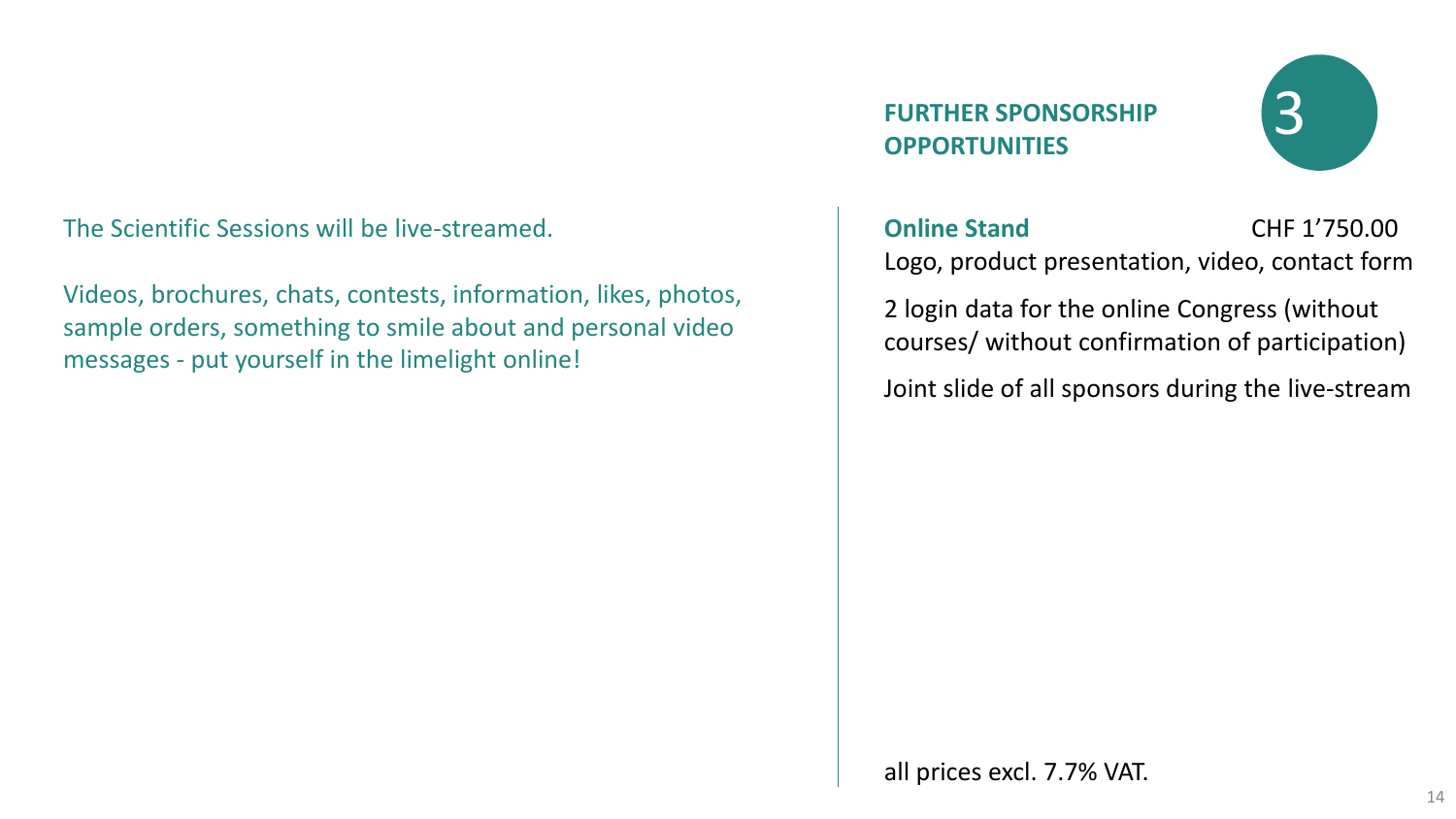## FURTHER SPONSORSHIP OPPORTUNITIES

3

The Scientific Sessions will be live-streamed.

Videos, brochures, chats, contests, information, likes, photos, sample orders, something to smile about and personal video messages - put yourself in the limelight online!

**Online Stand** CHF 1’750.00

Logo, product presentation, video, contact form

2 login data for the online Congress (without courses/ without confirmation of participation)

Joint slide of all sponsors during the live-stream

all prices excl. 7.7% VAT.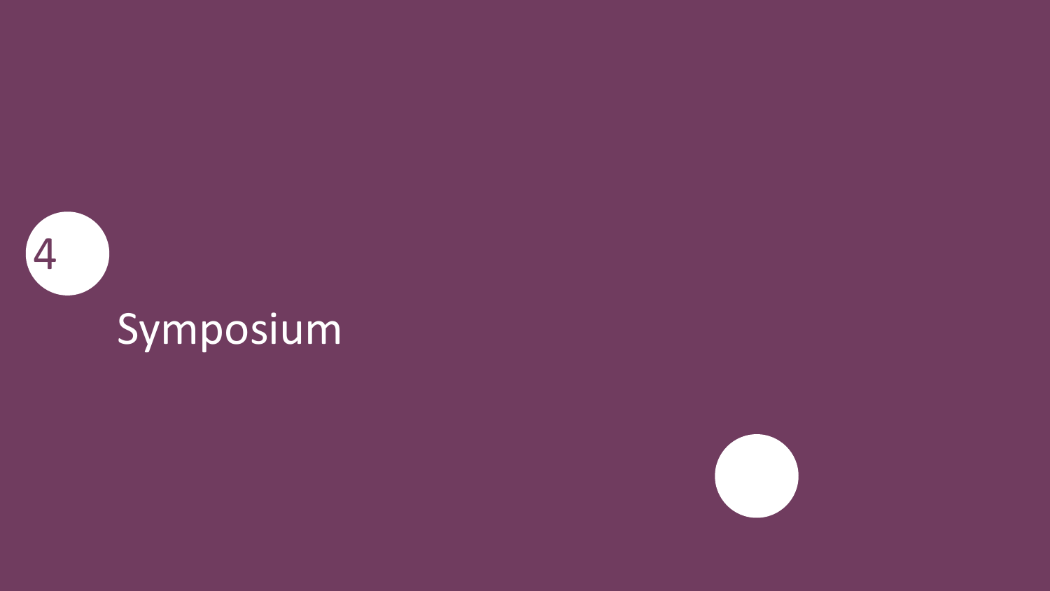4

# Symposium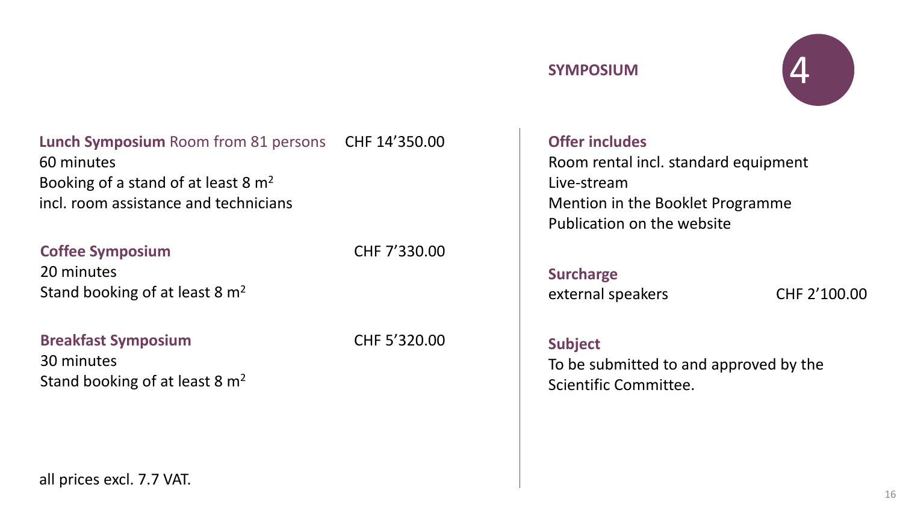## SYMPOSIUM

4

**Lunch Symposium** Room from 81 persons CHF 14’350.00
60 minutes
Booking of a stand of at least 8 $m^2$
incl. room assistance and technicians

**Coffee Symposium** CHF 7’330.00
20 minutes
Stand booking of at least 8 $m^2$

**Breakfast Symposium** CHF 5’320.00
30 minutes
Stand booking of at least 8 $m^2$

all prices excl. 7.7 VAT.

**Offer includes**
Room rental incl. standard equipment
Live-stream
Mention in the Booklet Programme
Publication on the website

**Surcharge**
external speakers CHF 2’100.00

**Subject**
To be submitted to and approved by the Scientific Committee.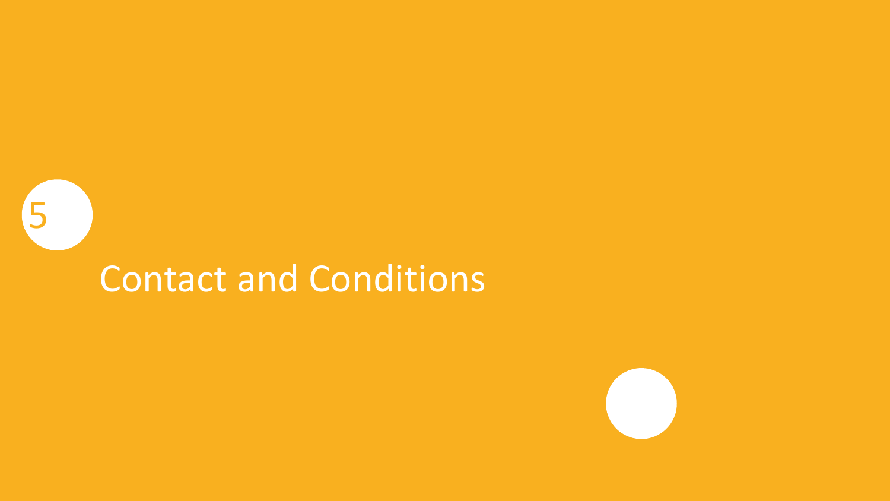5

# Contact and Conditions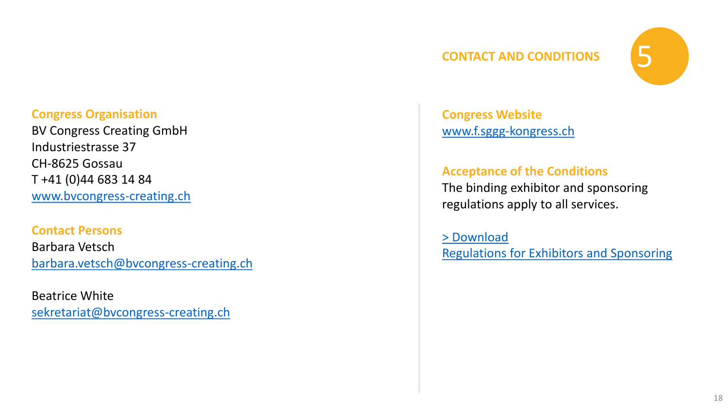# 5 CONTACT AND CONDITIONS

**Congress Organisation**
BV Congress Creating GmbH
Industriestrasse 37
CH-8625 Gossau
T +41 (0)44 683 14 84
www.bvcongress-creating.ch

**Contact Persons**
Barbara Vetsch
barbara.vetsch@bvcongress-creating.ch

Beatrice White
sekretariat@bvcongress-creating.ch

**Congress Website**
www.f.sggg-kongress.ch

**Acceptance of the Conditions**
The binding exhibitor and sponsoring regulations apply to all services.

> Download
Regulations for Exhibitors and Sponsoring